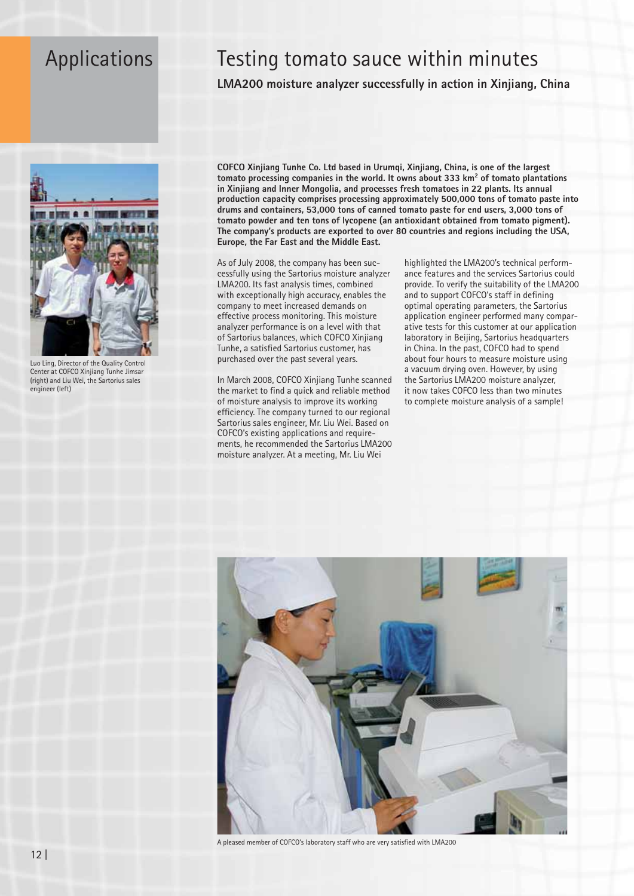Applications

# Testing tomato sauce within minutes

**LMA200 moisture analyzer successfully in action in Xinjiang, China**

Luo Ling, Director of the Quality Control Center at COFCO Xinjiang Tunhe Jimsar (right) and Liu Wei, the Sartorius sales engineer (left)

**COFCO Xinjiang Tunhe Co. Ltd based in Urumqi, Xinjiang, China, is one of the largest tomato processing companies in the world. It owns about 333 km$^2$ of tomato plantations in Xinjiang and Inner Mongolia, and processes fresh tomatoes in 22 plants. Its annual production capacity comprises processing approximately 500,000 tons of tomato paste into drums and containers, 53,000 tons of canned tomato paste for end users, 3,000 tons of tomato powder and ten tons of lycopene (an antioxidant obtained from tomato pigment). The company's products are exported to over 80 countries and regions including the USA, Europe, the Far East and the Middle East.**

As of July 2008, the company has been successfully using the Sartorius moisture analyzer LMA200. Its fast analysis times, combined with exceptionally high accuracy, enables the company to meet increased demands on effective process monitoring. This moisture analyzer performance is on a level with that of Sartorius balances, which COFCO Xinjiang Tunhe, a satisfied Sartorius customer, has purchased over the past several years.

In March 2008, COFCO Xinjiang Tunhe scanned the market to find a quick and reliable method of moisture analysis to improve its working efficiency. The company turned to our regional Sartorius sales engineer, Mr. Liu Wei. Based on COFCO's existing applications and requirements, he recommended the Sartorius LMA200 moisture analyzer. At a meeting, Mr. Liu Wei highlighted the LMA200's technical performance features and the services Sartorius could provide. To verify the suitability of the LMA200 and to support COFCO's staff in defining optimal operating parameters, the Sartorius application engineer performed many comparative tests for this customer at our application laboratory in Beijing, Sartorius headquarters in China. In the past, COFCO had to spend about four hours to measure moisture using a vacuum drying oven. However, by using the Sartorius LMA200 moisture analyzer, it now takes COFCO less than two minutes to complete moisture analysis of a sample!

A pleased member of COFCO's laboratory staff who are very satisfied with LMA200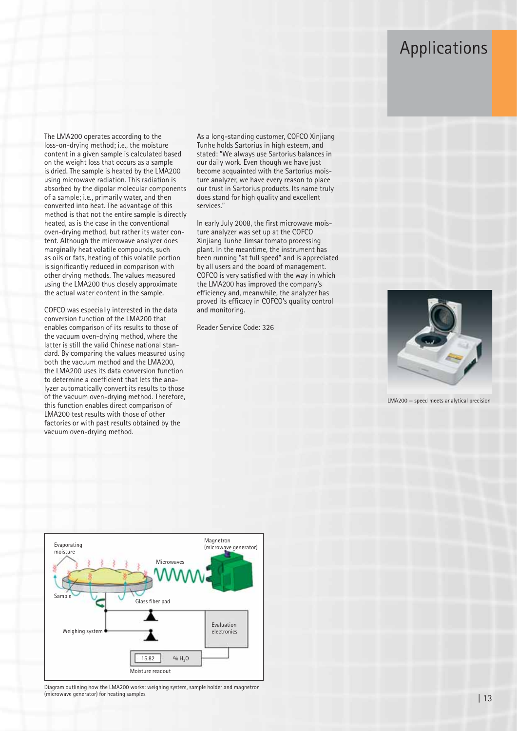# Applications

The LMA200 operates according to the loss-on-drying method; i.e., the moisture content in a given sample is calculated based on the weight loss that occurs as a sample is dried. The sample is heated by the LMA200 using microwave radiation. This radiation is absorbed by the dipolar molecular components of a sample; i.e., primarily water, and then converted into heat. The advantage of this method is that not the entire sample is directly heated, as is the case in the conventional oven-drying method, but rather its water content. Although the microwave analyzer does marginally heat volatile compounds, such as oils or fats, heating of this volatile portion is significantly reduced in comparison with other drying methods. The values measured using the LMA200 thus closely approximate the actual water content in the sample.

COFCO was especially interested in the data conversion function of the LMA200 that enables comparison of its results to those of the vacuum oven-drying method, where the latter is still the valid Chinese national standard. By comparing the values measured using both the vacuum method and the LMA200, the LMA200 uses its data conversion function to determine a coefficient that lets the analyzer automatically convert its results to those of the vacuum oven-drying method. Therefore, this function enables direct comparison of LMA200 test results with those of other factories or with past results obtained by the vacuum oven-drying method.

As a long-standing customer, COFCO Xinjiang Tunhe holds Sartorius in high esteem, and stated: "We always use Sartorius balances in our daily work. Even though we have just become acquainted with the Sartorius moisture analyzer, we have every reason to place our trust in Sartorius products. Its name truly does stand for high quality and excellent services."

In early July 2008, the first microwave moisture analyzer was set up at the COFCO Xinjiang Tunhe Jimsar tomato processing plant. In the meantime, the instrument has been running "at full speed" and is appreciated by all users and the board of management. COFCO is very satisfied with the way in which the LMA200 has improved the company's efficiency and, meanwhile, the analyzer has proved its efficacy in COFCO's quality control and monitoring.

Reader Service Code: 326

LMA200 – speed meets analytical precision

Evaporating moisture

Magnetron (microwave generator)

Microwaves

Sample

Glass fiber pad

Weighing system

Evaluation electronics

15.82 % $H_2O$

Moisture readout

Diagram outlining how the LMA200 works: weighing system, sample holder and magnetron (microwave generator) for heating samples